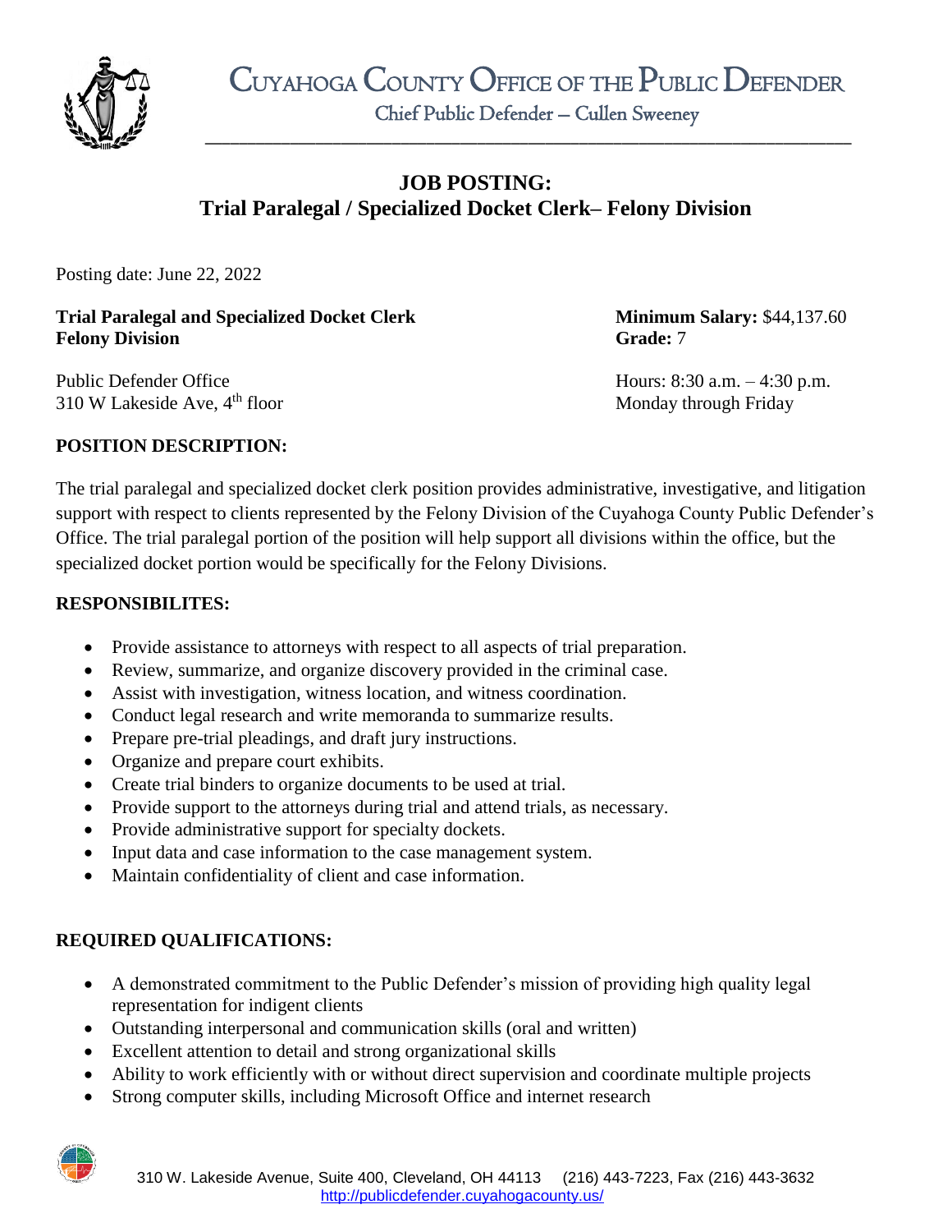# CUYAHOGA COUNTY OFFICE OF THE PUBLIC DEFENDER

Chief Public Defender – Cullen Sweeney

## JOB POSTING:
## Trial Paralegal / Specialized Docket Clerk– Felony Division

Posting date: June 22, 2022

**Trial Paralegal and Specialized Docket Clerk**
**Felony Division**

**Minimum Salary:** $44,137.60
**Grade:** 7

Public Defender Office
310 W Lakeside Ave, 4th floor

Hours: 8:30 a.m. – 4:30 p.m.
Monday through Friday

### POSITION DESCRIPTION:

The trial paralegal and specialized docket clerk position provides administrative, investigative, and litigation support with respect to clients represented by the Felony Division of the Cuyahoga County Public Defender's Office. The trial paralegal portion of the position will help support all divisions within the office, but the specialized docket portion would be specifically for the Felony Divisions.

### RESPONSIBILITES:

- Provide assistance to attorneys with respect to all aspects of trial preparation.
- Review, summarize, and organize discovery provided in the criminal case.
- Assist with investigation, witness location, and witness coordination.
- Conduct legal research and write memoranda to summarize results.
- Prepare pre-trial pleadings, and draft jury instructions.
- Organize and prepare court exhibits.
- Create trial binders to organize documents to be used at trial.
- Provide support to the attorneys during trial and attend trials, as necessary.
- Provide administrative support for specialty dockets.
- Input data and case information to the case management system.
- Maintain confidentiality of client and case information.

### REQUIRED QUALIFICATIONS:

- A demonstrated commitment to the Public Defender's mission of providing high quality legal representation for indigent clients
- Outstanding interpersonal and communication skills (oral and written)
- Excellent attention to detail and strong organizational skills
- Ability to work efficiently with or without direct supervision and coordinate multiple projects
- Strong computer skills, including Microsoft Office and internet research

310 W. Lakeside Avenue, Suite 400, Cleveland, OH 44113 (216) 443-7223, Fax (216) 443-3632
http://publicdefender.cuyahogacounty.us/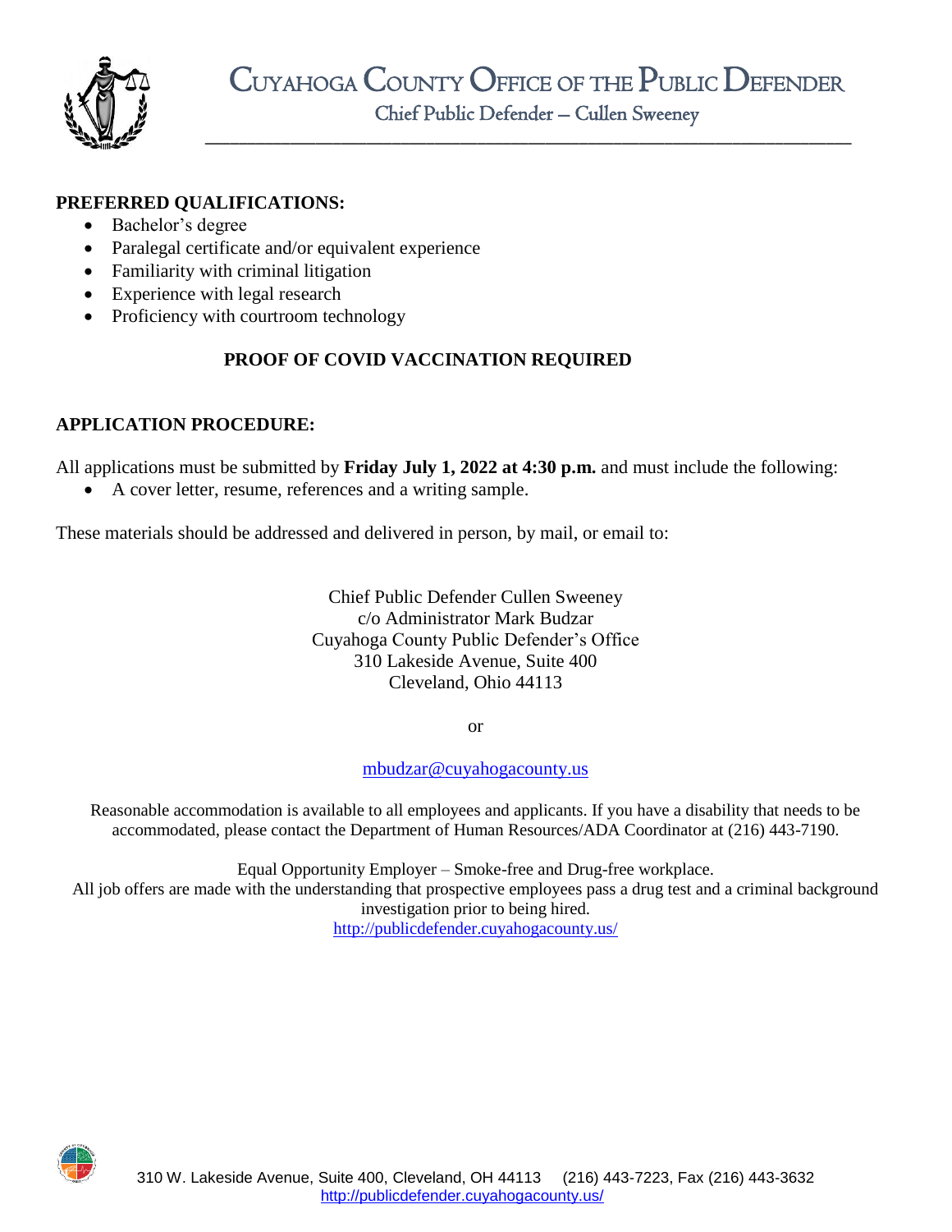**PREFERRED QUALIFICATIONS:**

- Bachelor's degree
- Paralegal certificate and/or equivalent experience
- Familiarity with criminal litigation
- Experience with legal research
- Proficiency with courtroom technology

**PROOF OF COVID VACCINATION REQUIRED**

**APPLICATION PROCEDURE:**

All applications must be submitted by **Friday July 1, 2022 at 4:30 p.m.** and must include the following:

- A cover letter, resume, references and a writing sample.

These materials should be addressed and delivered in person, by mail, or email to:

Chief Public Defender Cullen Sweeney
c/o Administrator Mark Budzar
Cuyahoga County Public Defender's Office
310 Lakeside Avenue, Suite 400
Cleveland, Ohio 44113

or

mbudzar@cuyahogacounty.us

Reasonable accommodation is available to all employees and applicants. If you have a disability that needs to be accommodated, please contact the Department of Human Resources/ADA Coordinator at (216) 443-7190.

Equal Opportunity Employer – Smoke-free and Drug-free workplace.
All job offers are made with the understanding that prospective employees pass a drug test and a criminal background investigation prior to being hired.
http://publicdefender.cuyahogacounty.us/